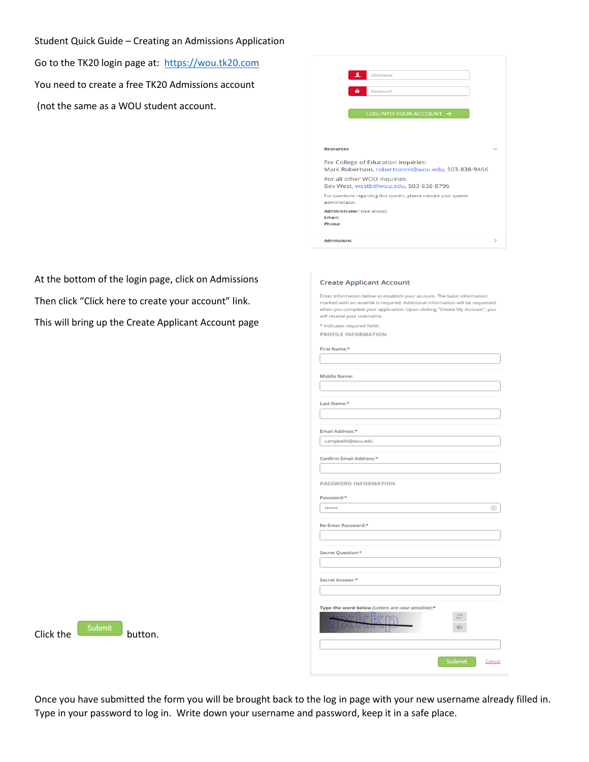Student Quick Guide – Creating an Admissions Application

Go to the TK20 login page at: [https://wou.tk20.com](https://wou.tk20.com)

You need to create a free TK20 Admissions account

(not the same as a WOU student account.

Username

Password

LOG INTO YOUR ACCOUNT →

**Resources**

For College of Education inquiries:
Mark Robertson, robertsonm@wou.edu, 503-838-9466

For all other WOU inquiries:
Bev West, westb@wou.edu, 503-838-8796

For questions regarding this system, please contact your system administrator.

**Administrator:** (see above)
**Email:**
**Phone:**

**Admissions**

At the bottom of the login page, click on Admissions

Then click "Click here to create your account" link.

This will bring up the Create Applicant Account page

**Create Applicant Account**

Enter information below to establish your account. The basic information marked with an asterisk is required. Additional information will be requested when you complete your application. Upon clicking "Create My Account", you will receive your username.

* Indicates required fields

PROFILE INFORMATION

First Name:*

Middle Name:

Last Name:*

Email Address:*

campbelld@wou.edu

Confirm Email Address:*

PASSWORD INFORMATION

Password:*

Re-Enter Password:*

Secret Question:*

Secret Answer:*

Type the word below *(Letters are case sensitive)*:*

Submit Cancel

Click the Submit button.

Once you have submitted the form you will be brought back to the log in page with your new username already filled in. Type in your password to log in. Write down your username and password, keep it in a safe place.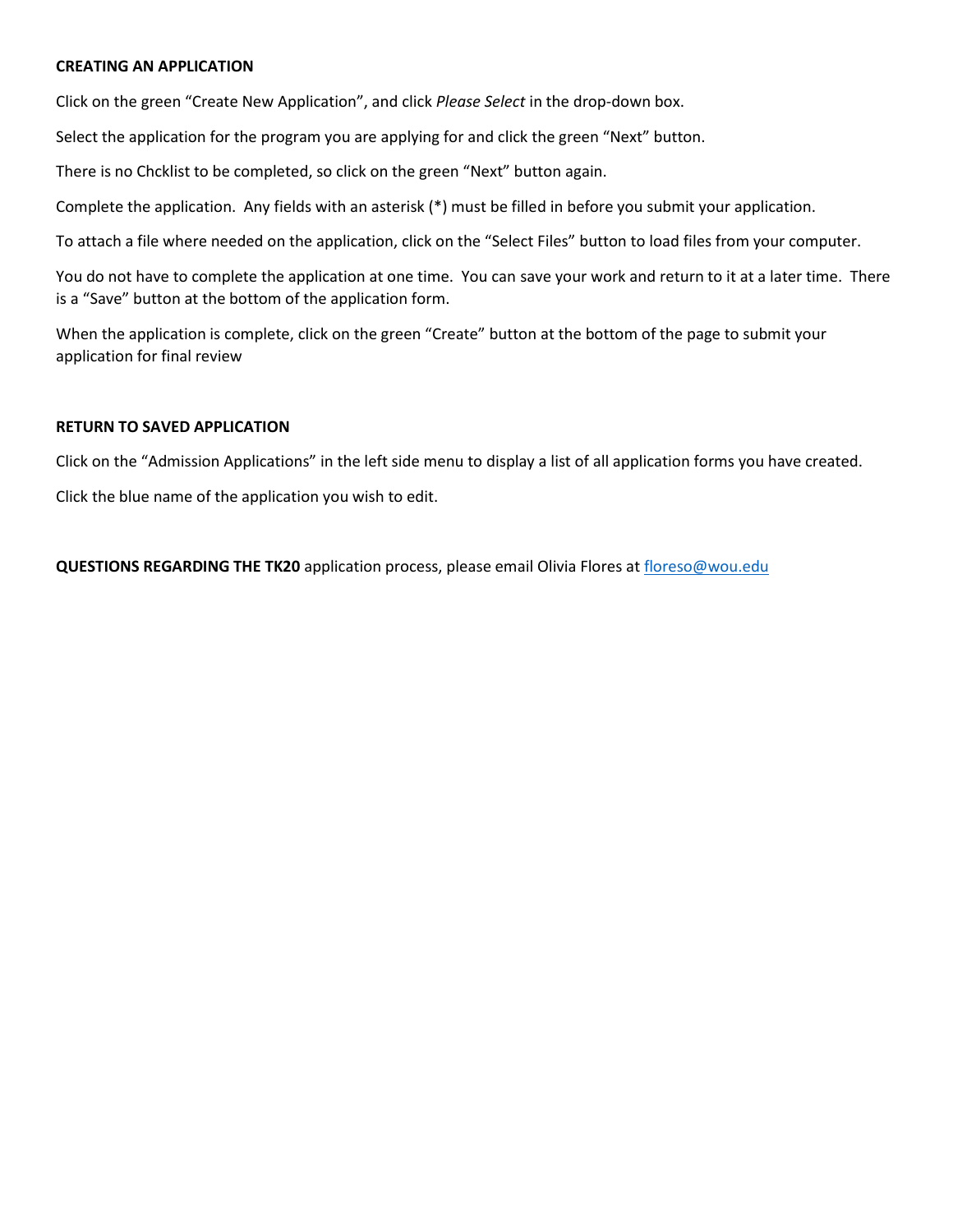**CREATING AN APPLICATION**

Click on the green "Create New Application", and click *Please Select* in the drop-down box.

Select the application for the program you are applying for and click the green "Next" button.

There is no Chcklist to be completed, so click on the green "Next" button again.

Complete the application. Any fields with an asterisk (*) must be filled in before you submit your application.

To attach a file where needed on the application, click on the "Select Files" button to load files from your computer.

You do not have to complete the application at one time. You can save your work and return to it at a later time. There is a "Save" button at the bottom of the application form.

When the application is complete, click on the green "Create" button at the bottom of the page to submit your application for final review

**RETURN TO SAVED APPLICATION**

Click on the "Admission Applications" in the left side menu to display a list of all application forms you have created.

Click the blue name of the application you wish to edit.

**QUESTIONS REGARDING THE TK20** application process, please email Olivia Flores at [floreso@wou.edu](mailto:floreso@wou.edu)